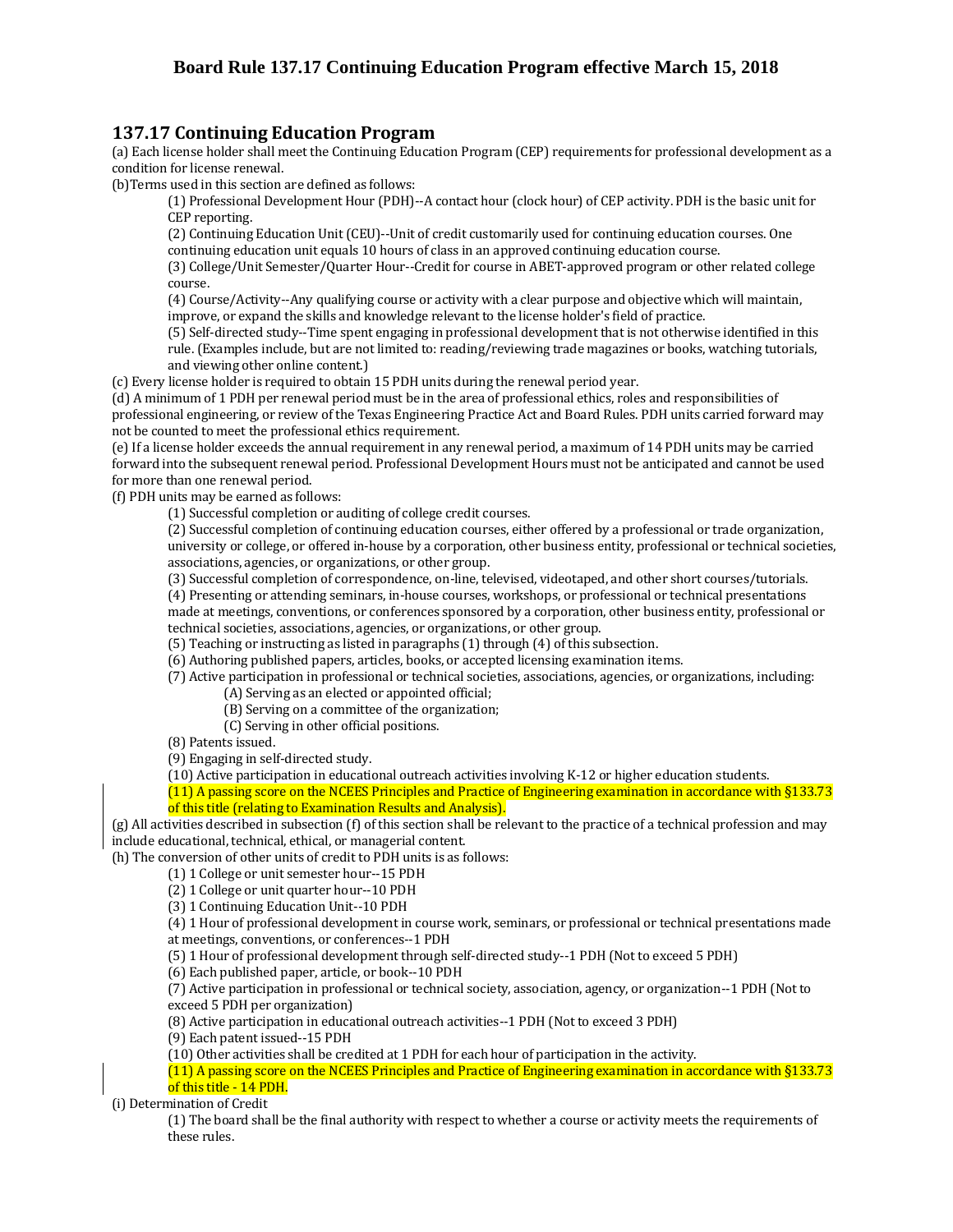# Board Rule 137.17 Continuing Education Program effective March 15, 2018

## 137.17 Continuing Education Program

(a) Each license holder shall meet the Continuing Education Program (CEP) requirements for professional development as a condition for license renewal.

(b)Terms used in this section are defined as follows:

(1) Professional Development Hour (PDH)--A contact hour (clock hour) of CEP activity. PDH is the basic unit for CEP reporting.

(2) Continuing Education Unit (CEU)--Unit of credit customarily used for continuing education courses. One continuing education unit equals 10 hours of class in an approved continuing education course.

(3) College/Unit Semester/Quarter Hour--Credit for course in ABET-approved program or other related college course.

(4) Course/Activity--Any qualifying course or activity with a clear purpose and objective which will maintain, improve, or expand the skills and knowledge relevant to the license holder's field of practice.

(5) Self-directed study--Time spent engaging in professional development that is not otherwise identified in this rule. (Examples include, but are not limited to: reading/reviewing trade magazines or books, watching tutorials, and viewing other online content.)

(c) Every license holder is required to obtain 15 PDH units during the renewal period year.

(d) A minimum of 1 PDH per renewal period must be in the area of professional ethics, roles and responsibilities of professional engineering, or review of the Texas Engineering Practice Act and Board Rules. PDH units carried forward may not be counted to meet the professional ethics requirement.

(e) If a license holder exceeds the annual requirement in any renewal period, a maximum of 14 PDH units may be carried forward into the subsequent renewal period. Professional Development Hours must not be anticipated and cannot be used for more than one renewal period.

(f) PDH units may be earned as follows:

(1) Successful completion or auditing of college credit courses.

(2) Successful completion of continuing education courses, either offered by a professional or trade organization, university or college, or offered in-house by a corporation, other business entity, professional or technical societies, associations, agencies, or organizations, or other group.

(3) Successful completion of correspondence, on-line, televised, videotaped, and other short courses/tutorials.

(4) Presenting or attending seminars, in-house courses, workshops, or professional or technical presentations made at meetings, conventions, or conferences sponsored by a corporation, other business entity, professional or technical societies, associations, agencies, or organizations, or other group.

(5) Teaching or instructing as listed in paragraphs (1) through (4) of this subsection.

(6) Authoring published papers, articles, books, or accepted licensing examination items.

(7) Active participation in professional or technical societies, associations, agencies, or organizations, including:

(A) Serving as an elected or appointed official;

(B) Serving on a committee of the organization;

(C) Serving in other official positions.

(8) Patents issued.

(9) Engaging in self-directed study.

(10) Active participation in educational outreach activities involving K-12 or higher education students.

(11) A passing score on the NCEES Principles and Practice of Engineering examination in accordance with §133.73 of this title (relating to Examination Results and Analysis).

(g) All activities described in subsection (f) of this section shall be relevant to the practice of a technical profession and may include educational, technical, ethical, or managerial content.

(h) The conversion of other units of credit to PDH units is as follows:

(1) 1 College or unit semester hour--15 PDH

(2) 1 College or unit quarter hour--10 PDH

(3) 1 Continuing Education Unit--10 PDH

(4) 1 Hour of professional development in course work, seminars, or professional or technical presentations made at meetings, conventions, or conferences--1 PDH

(5) 1 Hour of professional development through self-directed study--1 PDH (Not to exceed 5 PDH)

(6) Each published paper, article, or book--10 PDH

(7) Active participation in professional or technical society, association, agency, or organization--1 PDH (Not to exceed 5 PDH per organization)

(8) Active participation in educational outreach activities--1 PDH (Not to exceed 3 PDH)

(9) Each patent issued--15 PDH

(10) Other activities shall be credited at 1 PDH for each hour of participation in the activity.

(11) A passing score on the NCEES Principles and Practice of Engineering examination in accordance with §133.73 of this title - 14 PDH.

(i) Determination of Credit

(1) The board shall be the final authority with respect to whether a course or activity meets the requirements of these rules.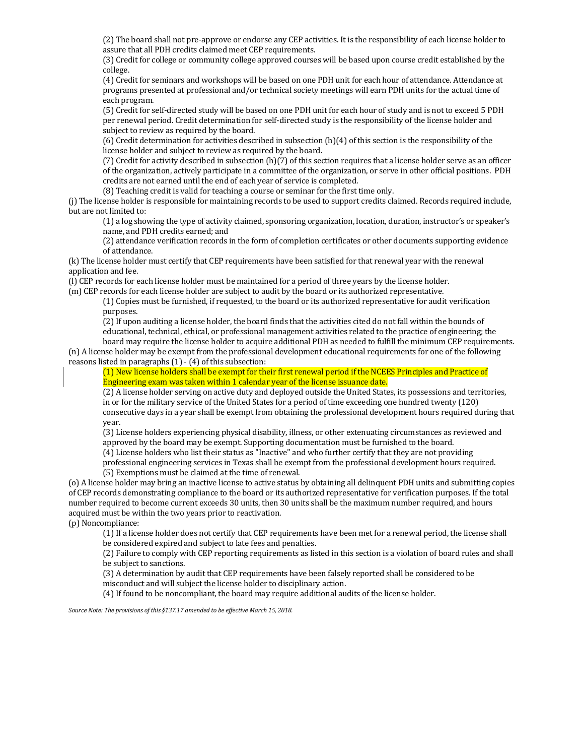(2) The board shall not pre-approve or endorse any CEP activities. It is the responsibility of each license holder to assure that all PDH credits claimed meet CEP requirements.

(3) Credit for college or community college approved courses will be based upon course credit established by the college.

(4) Credit for seminars and workshops will be based on one PDH unit for each hour of attendance. Attendance at programs presented at professional and/or technical society meetings will earn PDH units for the actual time of each program.

(5) Credit for self-directed study will be based on one PDH unit for each hour of study and is not to exceed 5 PDH per renewal period. Credit determination for self-directed study is the responsibility of the license holder and subject to review as required by the board.

(6) Credit determination for activities described in subsection (h)(4) of this section is the responsibility of the license holder and subject to review as required by the board.

(7) Credit for activity described in subsection (h)(7) of this section requires that a license holder serve as an officer of the organization, actively participate in a committee of the organization, or serve in other official positions. PDH credits are not earned until the end of each year of service is completed.

(8) Teaching credit is valid for teaching a course or seminar for the first time only.

(j) The license holder is responsible for maintaining records to be used to support credits claimed. Records required include, but are not limited to:

(1) a log showing the type of activity claimed, sponsoring organization, location, duration, instructor's or speaker's name, and PDH credits earned; and

(2) attendance verification records in the form of completion certificates or other documents supporting evidence of attendance.

(k) The license holder must certify that CEP requirements have been satisfied for that renewal year with the renewal application and fee.

(l) CEP records for each license holder must be maintained for a period of three years by the license holder.

(m) CEP records for each license holder are subject to audit by the board or its authorized representative.

(1) Copies must be furnished, if requested, to the board or its authorized representative for audit verification purposes.

(2) If upon auditing a license holder, the board finds that the activities cited do not fall within the bounds of educational, technical, ethical, or professional management activities related to the practice of engineering; the board may require the license holder to acquire additional PDH as needed to fulfill the minimum CEP requirements.

(n) A license holder may be exempt from the professional development educational requirements for one of the following reasons listed in paragraphs (1) - (4) of this subsection:

(1) New license holders shall be exempt for their first renewal period if the NCEES Principles and Practice of Engineering exam was taken within 1 calendar year of the license issuance date.

(2) A license holder serving on active duty and deployed outside the United States, its possessions and territories, in or for the military service of the United States for a period of time exceeding one hundred twenty (120) consecutive days in a year shall be exempt from obtaining the professional development hours required during that year.

(3) License holders experiencing physical disability, illness, or other extenuating circumstances as reviewed and approved by the board may be exempt. Supporting documentation must be furnished to the board.

(4) License holders who list their status as "Inactive" and who further certify that they are not providing professional engineering services in Texas shall be exempt from the professional development hours required.

(5) Exemptions must be claimed at the time of renewal.

(o) A license holder may bring an inactive license to active status by obtaining all delinquent PDH units and submitting copies of CEP records demonstrating compliance to the board or its authorized representative for verification purposes. If the total number required to become current exceeds 30 units, then 30 units shall be the maximum number required, and hours acquired must be within the two years prior to reactivation.

(p) Noncompliance:

(1) If a license holder does not certify that CEP requirements have been met for a renewal period, the license shall be considered expired and subject to late fees and penalties.

(2) Failure to comply with CEP reporting requirements as listed in this section is a violation of board rules and shall be subject to sanctions.

(3) A determination by audit that CEP requirements have been falsely reported shall be considered to be misconduct and will subject the license holder to disciplinary action.

(4) If found to be noncompliant, the board may require additional audits of the license holder.

*Source Note: The provisions of this §137.17 amended to be effective March 15, 2018.*